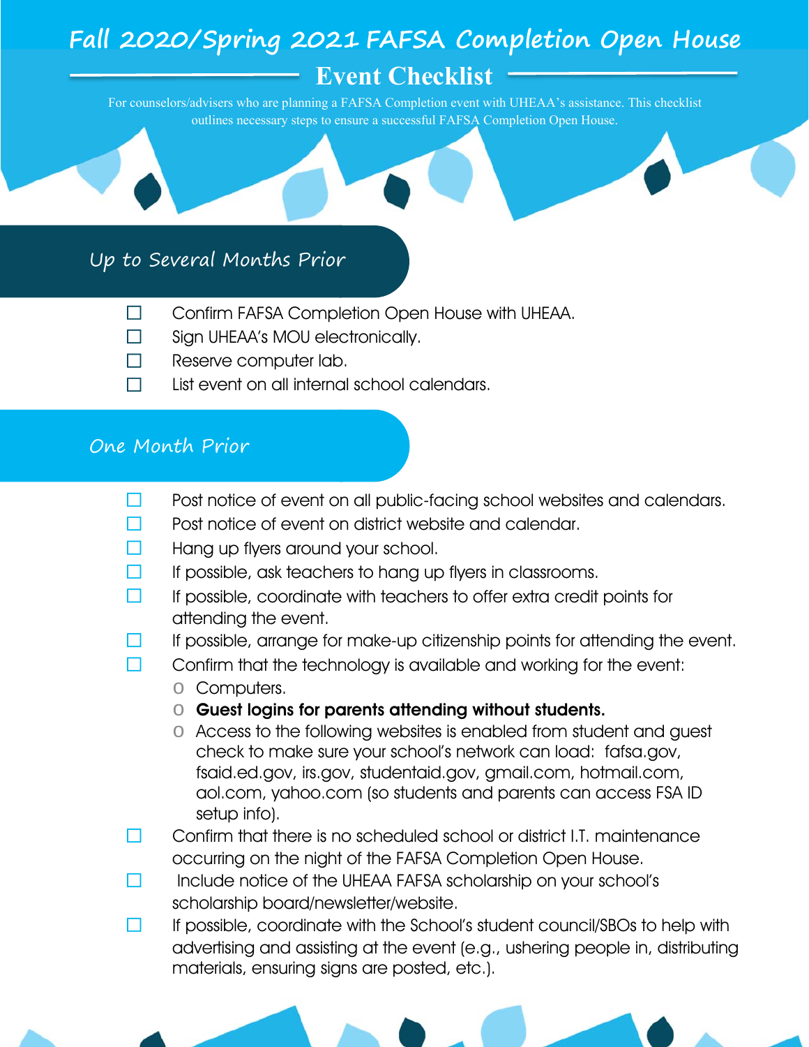# Fall 2020/Spring 2021 FAFSA Completion Open House

## Event Checklist

For counselors/advisers who are planning a FAFSA Completion event with UHEAA's assistance. This checklist outlines necessary steps to ensure a successful FAFSA Completion Open House.

### Up to Several Months Prior

- ☐ Confirm FAFSA Completion Open House with UHEAA.
- ☐ Sign UHEAA's MOU electronically.
- ☐ Reserve computer lab.
- ☐ List event on all internal school calendars.

### One Month Prior

- ☐ Post notice of event on all public-facing school websites and calendars.
- ☐ Post notice of event on district website and calendar.
- ☐ Hang up flyers around your school.
- ☐ If possible, ask teachers to hang up flyers in classrooms.
- ☐ If possible, coordinate with teachers to offer extra credit points for attending the event.
- ☐ If possible, arrange for make-up citizenship points for attending the event.
- ☐ Confirm that the technology is available and working for the event:
  - Computers.
  - **Guest logins for parents attending without students.**
  - Access to the following websites is enabled from student and guest check to make sure your school's network can load: fafsa.gov, fsaid.ed.gov, irs.gov, studentaid.gov, gmail.com, hotmail.com, aol.com, yahoo.com (so students and parents can access FSA ID setup info).
- ☐ Confirm that there is no scheduled school or district I.T. maintenance occurring on the night of the FAFSA Completion Open House.
- ☐ Include notice of the UHEAA FAFSA scholarship on your school's scholarship board/newsletter/website.
- ☐ If possible, coordinate with the School's student council/SBOs to help with advertising and assisting at the event (e.g., ushering people in, distributing materials, ensuring signs are posted, etc.).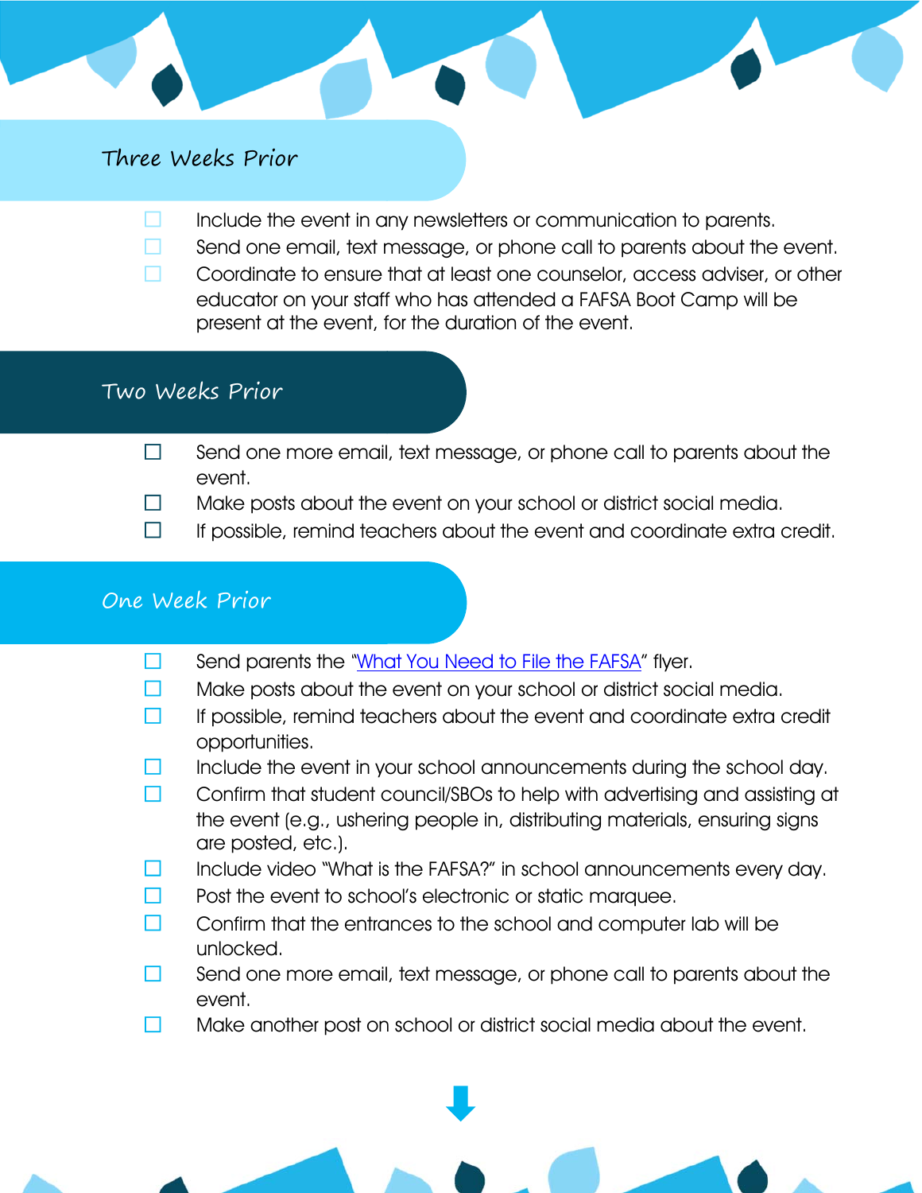## Three Weeks Prior

- [ ] Include the event in any newsletters or communication to parents.
- [ ] Send one email, text message, or phone call to parents about the event.
- [ ] Coordinate to ensure that at least one counselor, access adviser, or other educator on your staff who has attended a FAFSA Boot Camp will be present at the event, for the duration of the event.

## Two Weeks Prior

- [ ] Send one more email, text message, or phone call to parents about the event.
- [ ] Make posts about the event on your school or district social media.
- [ ] If possible, remind teachers about the event and coordinate extra credit.

## One Week Prior

- [ ] Send parents the "[What You Need to File the FAFSA]()" flyer.
- [ ] Make posts about the event on your school or district social media.
- [ ] If possible, remind teachers about the event and coordinate extra credit opportunities.
- [ ] Include the event in your school announcements during the school day.
- [ ] Confirm that student council/SBOs to help with advertising and assisting at the event (e.g., ushering people in, distributing materials, ensuring signs are posted, etc.).
- [ ] Include video "What is the FAFSA?" in school announcements every day.
- [ ] Post the event to school's electronic or static marquee.
- [ ] Confirm that the entrances to the school and computer lab will be unlocked.
- [ ] Send one more email, text message, or phone call to parents about the event.
- [ ] Make another post on school or district social media about the event.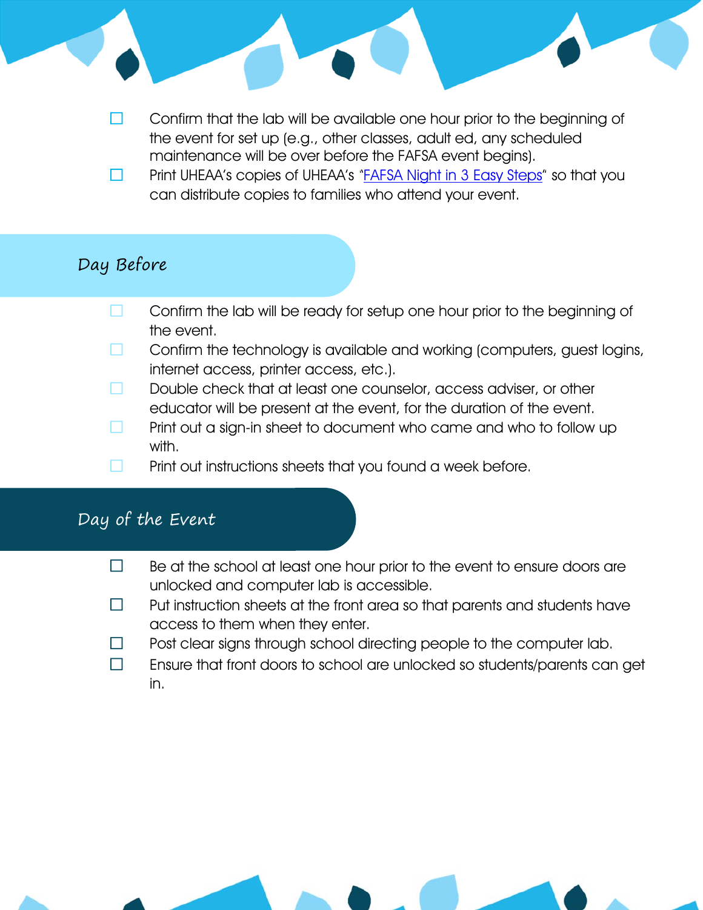- [ ] Confirm that the lab will be available one hour prior to the beginning of the event for set up (e.g., other classes, adult ed, any scheduled maintenance will be over before the FAFSA event begins).
- [ ] Print UHEAA's copies of UHEAA's "FAFSA Night in 3 Easy Steps" so that you can distribute copies to families who attend your event.

## Day Before

- [ ] Confirm the lab will be ready for setup one hour prior to the beginning of the event.
- [ ] Confirm the technology is available and working (computers, guest logins, internet access, printer access, etc.).
- [ ] Double check that at least one counselor, access adviser, or other educator will be present at the event, for the duration of the event.
- [ ] Print out a sign-in sheet to document who came and who to follow up with.
- [ ] Print out instructions sheets that you found a week before.

## Day of the Event

- [ ] Be at the school at least one hour prior to the event to ensure doors are unlocked and computer lab is accessible.
- [ ] Put instruction sheets at the front area so that parents and students have access to them when they enter.
- [ ] Post clear signs through school directing people to the computer lab.
- [ ] Ensure that front doors to school are unlocked so students/parents can get in.